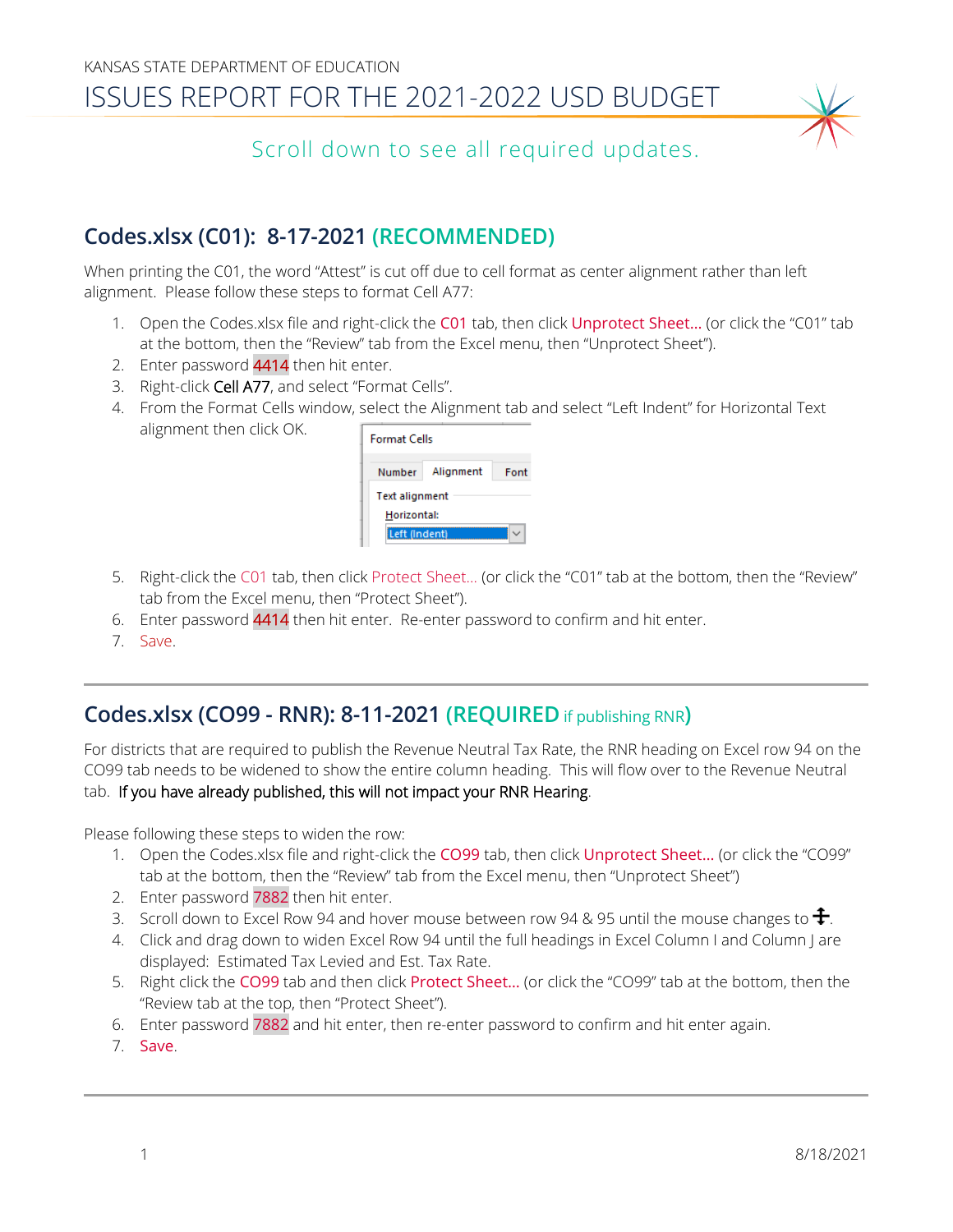KANSAS STATE DEPARTMENT OF EDUCATION

# ISSUES REPORT FOR THE 2021-2022 USD BUDGET

Scroll down to see all required updates.

## Codes.xlsx (C01): 8-17-2021 (RECOMMENDED)

When printing the C01, the word "Attest" is cut off due to cell format as center alignment rather than left alignment. Please follow these steps to format Cell A77:

1. Open the Codes.xlsx file and right-click the C01 tab, then click Unprotect Sheet... (or click the "C01" tab at the bottom, then the "Review" tab from the Excel menu, then "Unprotect Sheet").
2. Enter password 4414 then hit enter.
3. Right-click Cell A77, and select "Format Cells".
4. From the Format Cells window, select the Alignment tab and select "Left Indent" for Horizontal Text alignment then click OK.

   Format Cells — Number | Alignment | Font — Text alignment — Horizontal: Left (Indent)

5. Right-click the C01 tab, then click Protect Sheet... (or click the "C01" tab at the bottom, then the "Review" tab from the Excel menu, then "Protect Sheet").
6. Enter password 4414 then hit enter. Re-enter password to confirm and hit enter.
7. Save.

---

## Codes.xlsx (CO99 - RNR): 8-11-2021 (REQUIRED if publishing RNR)

For districts that are required to publish the Revenue Neutral Tax Rate, the RNR heading on Excel row 94 on the CO99 tab needs to be widened to show the entire column heading. This will flow over to the Revenue Neutral tab. If you have already published, this will not impact your RNR Hearing.

Please following these steps to widen the row:

1. Open the Codes.xlsx file and right-click the CO99 tab, then click Unprotect Sheet... (or click the "CO99" tab at the bottom, then the "Review" tab from the Excel menu, then "Unprotect Sheet")
2. Enter password 7882 then hit enter.
3. Scroll down to Excel Row 94 and hover mouse between row 94 & 95 until the mouse changes to ‡.
4. Click and drag down to widen Excel Row 94 until the full headings in Excel Column I and Column J are displayed: Estimated Tax Levied and Est. Tax Rate.
5. Right click the CO99 tab and then click Protect Sheet... (or click the "CO99" tab at the bottom, then the "Review tab at the top, then "Protect Sheet").
6. Enter password 7882 and hit enter, then re-enter password to confirm and hit enter again.
7. Save.

---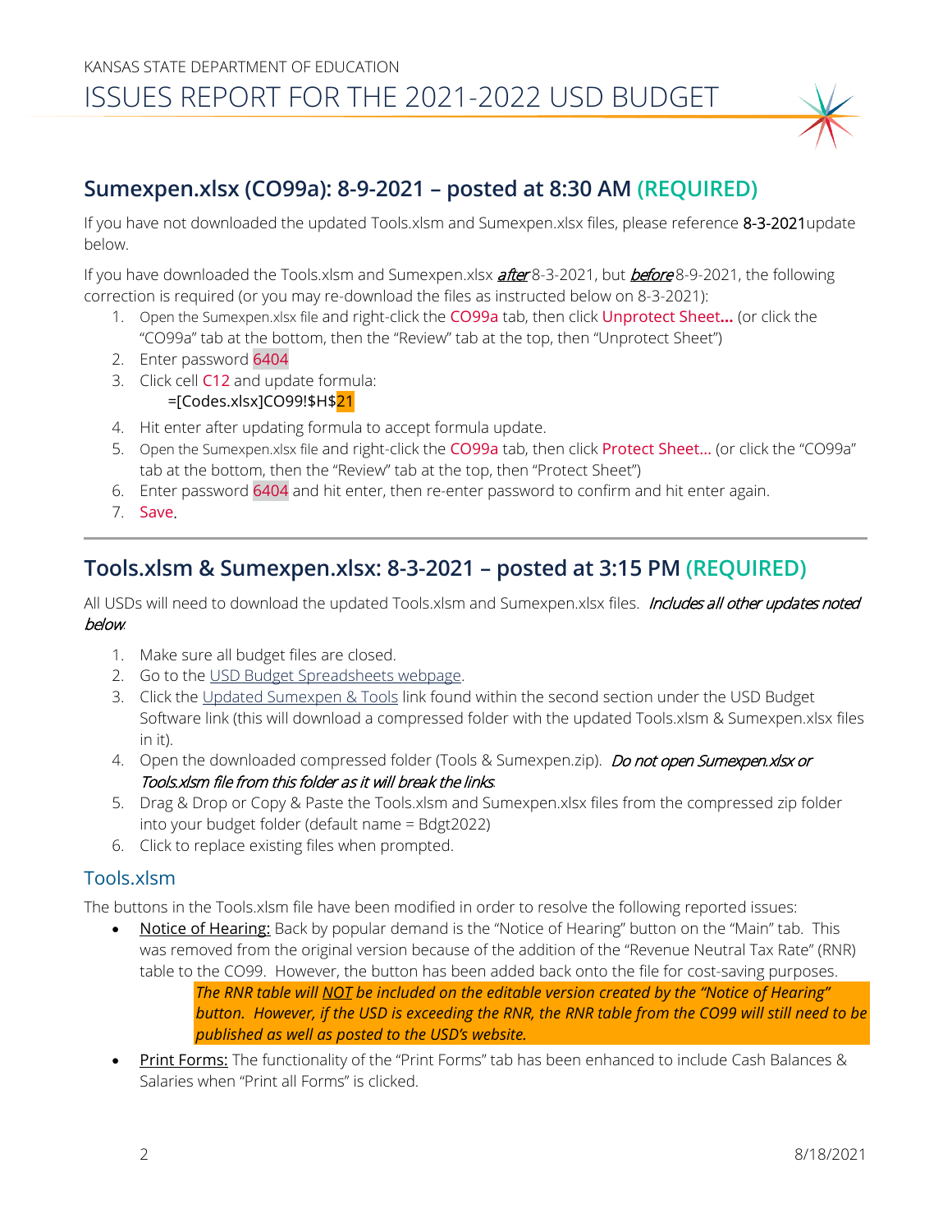KANSAS STATE DEPARTMENT OF EDUCATION

# ISSUES REPORT FOR THE 2021-2022 USD BUDGET

## Sumexpen.xlsx (CO99a): 8-9-2021 – posted at 8:30 AM (REQUIRED)

If you have not downloaded the updated Tools.xlsm and Sumexpen.xlsx files, please reference 8-3-2021update below.

If you have downloaded the Tools.xlsm and Sumexpen.xlsx ***after*** 8-3-2021, but ***before*** 8-9-2021, the following correction is required (or you may re-download the files as instructed below on 8-3-2021):

1. Open the Sumexpen.xlsx file and right-click the CO99a tab, then click Unprotect Sheet**…** (or click the "CO99a" tab at the bottom, then the "Review" tab at the top, then "Unprotect Sheet")
2. Enter password 6404
3. Click cell C12 and update formula:
   =[Codes.xlsx]CO99!$H$21
4. Hit enter after updating formula to accept formula update.
5. Open the Sumexpen.xlsx file and right-click the CO99a tab, then click Protect Sheet… (or click the "CO99a" tab at the bottom, then the "Review" tab at the top, then "Protect Sheet")
6. Enter password 6404 and hit enter, then re-enter password to confirm and hit enter again.
7. Save.

---

## Tools.xlsm & Sumexpen.xlsx: 8-3-2021 – posted at 3:15 PM (REQUIRED)

All USDs will need to download the updated Tools.xlsm and Sumexpen.xlsx files. *Includes all other updates noted below.*

1. Make sure all budget files are closed.
2. Go to the USD Budget Spreadsheets webpage.
3. Click the Updated Sumexpen & Tools link found within the second section under the USD Budget Software link (this will download a compressed folder with the updated Tools.xlsm & Sumexpen.xlsx files in it).
4. Open the downloaded compressed folder (Tools & Sumexpen.zip). *Do not open Sumexpen.xlsx or Tools.xlsm file from this folder as it will break the links.*
5. Drag & Drop or Copy & Paste the Tools.xlsm and Sumexpen.xlsx files from the compressed zip folder into your budget folder (default name = Bdgt2022)
6. Click to replace existing files when prompted.

### Tools.xlsm

The buttons in the Tools.xlsm file have been modified in order to resolve the following reported issues:

- Notice of Hearing: Back by popular demand is the "Notice of Hearing" button on the "Main" tab. This was removed from the original version because of the addition of the "Revenue Neutral Tax Rate" (RNR) table to the CO99. However, the button has been added back onto the file for cost-saving purposes.

  *The RNR table will NOT be included on the editable version created by the "Notice of Hearing" button. However, if the USD is exceeding the RNR, the RNR table from the CO99 will still need to be published as well as posted to the USD's website.*

- Print Forms: The functionality of the "Print Forms" tab has been enhanced to include Cash Balances & Salaries when "Print all Forms" is clicked.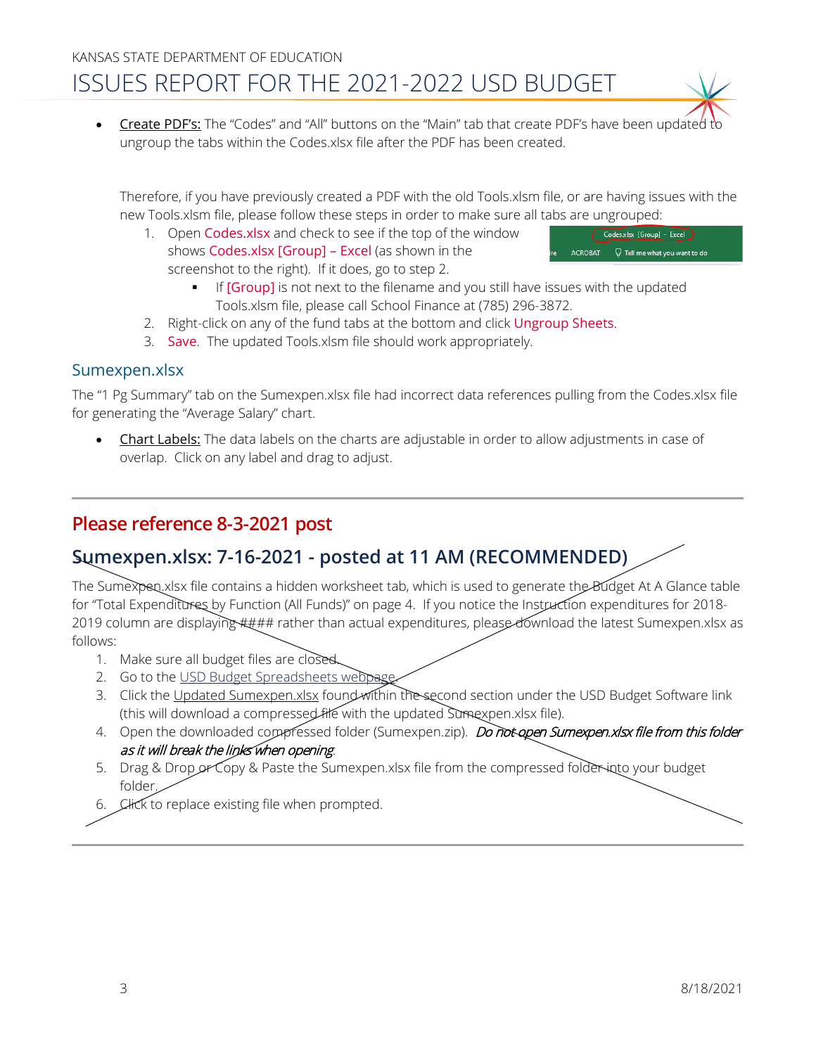- Create PDF's: The "Codes" and "All" buttons on the "Main" tab that create PDF's have been updated to ungroup the tabs within the Codes.xlsx file after the PDF has been created.

  Therefore, if you have previously created a PDF with the old Tools.xlsm file, or are having issues with the new Tools.xlsm file, please follow these steps in order to make sure all tabs are ungrouped:

  1. Open Codes.xlsx and check to see if the top of the window shows Codes.xlsx [Group] – Excel (as shown in the screenshot to the right). If it does, go to step 2.
     - If [Group] is not next to the filename and you still have issues with the updated Tools.xlsm file, please call School Finance at (785) 296-3872.
  2. Right-click on any of the fund tabs at the bottom and click Ungroup Sheets.
  3. Save. The updated Tools.xlsm file should work appropriately.

### Sumexpen.xlsx

The "1 Pg Summary" tab on the Sumexpen.xlsx file had incorrect data references pulling from the Codes.xlsx file for generating the "Average Salary" chart.

- Chart Labels: The data labels on the charts are adjustable in order to allow adjustments in case of overlap. Click on any label and drag to adjust.

---

## Please reference 8-3-2021 post

## Sumexpen.xlsx: 7-16-2021 - posted at 11 AM (RECOMMENDED)

The Sumexpen.xlsx file contains a hidden worksheet tab, which is used to generate the Budget At A Glance table for "Total Expenditures by Function (All Funds)" on page 4. If you notice the Instruction expenditures for 2018-2019 column are displaying #### rather than actual expenditures, please download the latest Sumexpen.xlsx as follows:

1. Make sure all budget files are closed.
2. Go to the USD Budget Spreadsheets webpage.
3. Click the Updated Sumexpen.xlsx found within the second section under the USD Budget Software link (this will download a compressed file with the updated Sumexpen.xlsx file).
4. Open the downloaded compressed folder (Sumexpen.zip). *Do not open Sumexpen.xlsx file from this folder as it will break the links when opening.*
5. Drag & Drop or Copy & Paste the Sumexpen.xlsx file from the compressed folder into your budget folder.
6. Click to replace existing file when prompted.

---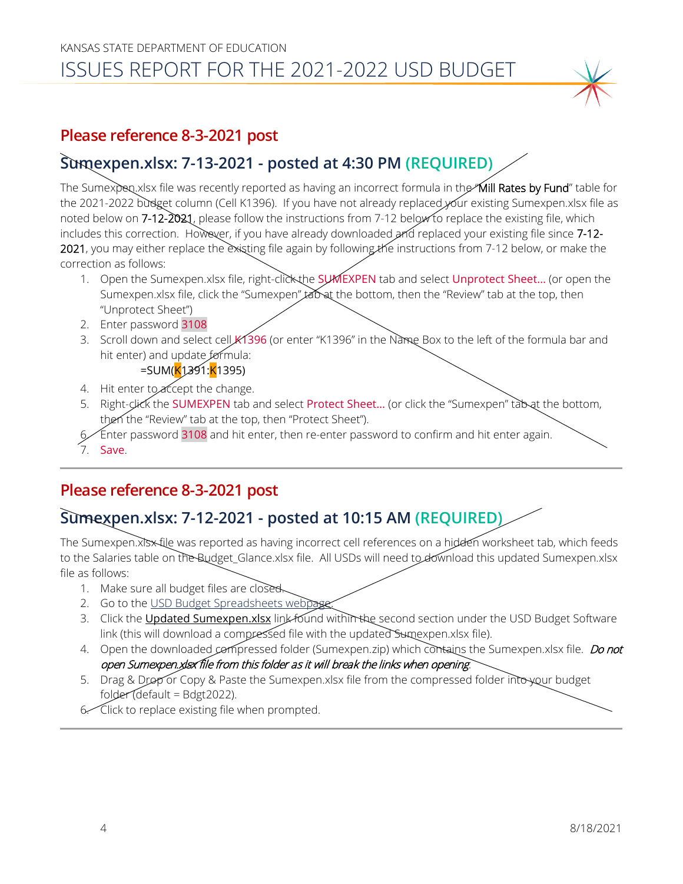## Please reference 8-3-2021 post

## Sumexpen.xlsx: 7-13-2021 - posted at 4:30 PM (REQUIRED)

The Sumexpen.xlsx file was recently reported as having an incorrect formula in the "Mill Rates by Fund" table for the 2021-2022 budget column (Cell K1396). If you have not already replaced your existing Sumexpen.xlsx file as noted below on 7-12-2021, please follow the instructions from 7-12 below to replace the existing file, which includes this correction. However, if you have already downloaded and replaced your existing file since 7-12-2021, you may either replace the existing file again by following the instructions from 7-12 below, or make the correction as follows:

1. Open the Sumexpen.xlsx file, right-click the SUMEXPEN tab and select Unprotect Sheet… (or open the Sumexpen.xlsx file, click the "Sumexpen" tab at the bottom, then the "Review" tab at the top, then "Unprotect Sheet")
2. Enter password 3108
3. Scroll down and select cell K1396 (or enter "K1396" in the Name Box to the left of the formula bar and hit enter) and update formula:

   =SUM(K1391:K1395)
4. Hit enter to accept the change.
5. Right-click the SUMEXPEN tab and select Protect Sheet… (or click the "Sumexpen" tab at the bottom, then the "Review" tab at the top, then "Protect Sheet").
6. Enter password 3108 and hit enter, then re-enter password to confirm and hit enter again.
7. Save.

## Please reference 8-3-2021 post

## Sumexpen.xlsx: 7-12-2021 - posted at 10:15 AM (REQUIRED)

The Sumexpen.xlsx file was reported as having incorrect cell references on a hidden worksheet tab, which feeds to the Salaries table on the Budget_Glance.xlsx file. All USDs will need to download this updated Sumexpen.xlsx file as follows:

1. Make sure all budget files are closed.
2. Go to the USD Budget Spreadsheets webpage.
3. Click the Updated Sumexpen.xlsx link found within the second section under the USD Budget Software link (this will download a compressed file with the updated Sumexpen.xlsx file).
4. Open the downloaded compressed folder (Sumexpen.zip) which contains the Sumexpen.xlsx file. *Do not open Sumexpen.xlsx file from this folder as it will break the links when opening.*
5. Drag & Drop or Copy & Paste the Sumexpen.xlsx file from the compressed folder into your budget folder (default = Bdgt2022).
6. Click to replace existing file when prompted.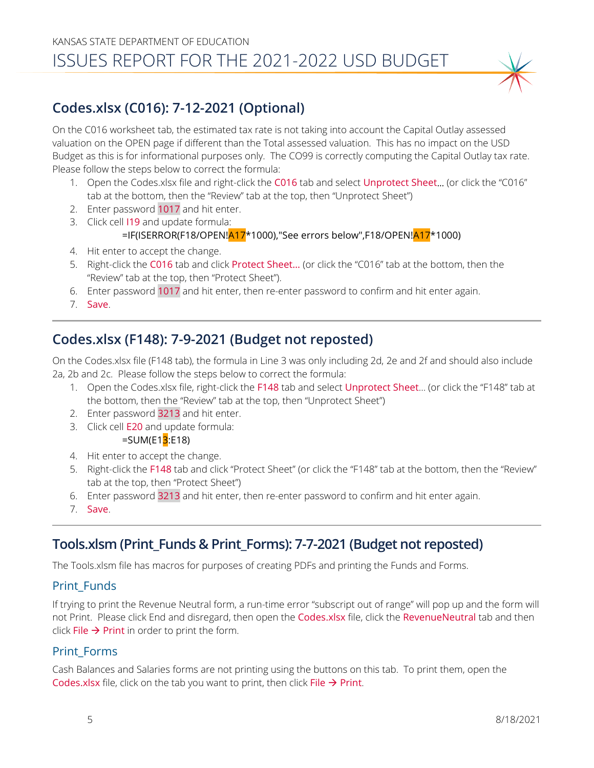## Codes.xlsx (C016): 7-12-2021 (Optional)

On the C016 worksheet tab, the estimated tax rate is not taking into account the Capital Outlay assessed valuation on the OPEN page if different than the Total assessed valuation. This has no impact on the USD Budget as this is for informational purposes only. The CO99 is correctly computing the Capital Outlay tax rate. Please follow the steps below to correct the formula:

1. Open the Codes.xlsx file and right-click the C016 tab and select Unprotect Sheet… (or click the "C016" tab at the bottom, then the "Review" tab at the top, then "Unprotect Sheet")
2. Enter password 1017 and hit enter.
3. Click cell I19 and update formula:
   =IF(ISERROR(F18/OPEN!A17*1000),"See errors below",F18/OPEN!A17*1000)
4. Hit enter to accept the change.
5. Right-click the C016 tab and click Protect Sheet… (or click the "C016" tab at the bottom, then the "Review" tab at the top, then "Protect Sheet").
6. Enter password 1017 and hit enter, then re-enter password to confirm and hit enter again.
7. Save.

---

## Codes.xlsx (F148): 7-9-2021 (Budget not reposted)

On the Codes.xlsx file (F148 tab), the formula in Line 3 was only including 2d, 2e and 2f and should also include 2a, 2b and 2c. Please follow the steps below to correct the formula:

1. Open the Codes.xlsx file, right-click the F148 tab and select Unprotect Sheet… (or click the "F148" tab at the bottom, then the "Review" tab at the top, then "Unprotect Sheet")
2. Enter password 3213 and hit enter.
3. Click cell E20 and update formula:
   =SUM(E13:E18)
4. Hit enter to accept the change.
5. Right-click the F148 tab and click "Protect Sheet" (or click the "F148" tab at the bottom, then the "Review" tab at the top, then "Protect Sheet")
6. Enter password 3213 and hit enter, then re-enter password to confirm and hit enter again.
7. Save.

---

## Tools.xlsm (Print_Funds & Print_Forms): 7-7-2021 (Budget not reposted)

The Tools.xlsm file has macros for purposes of creating PDFs and printing the Funds and Forms.

### Print_Funds

If trying to print the Revenue Neutral form, a run-time error "subscript out of range" will pop up and the form will not Print. Please click End and disregard, then open the Codes.xlsx file, click the RevenueNeutral tab and then click File → Print in order to print the form.

### Print_Forms

Cash Balances and Salaries forms are not printing using the buttons on this tab. To print them, open the Codes.xlsx file, click on the tab you want to print, then click File → Print.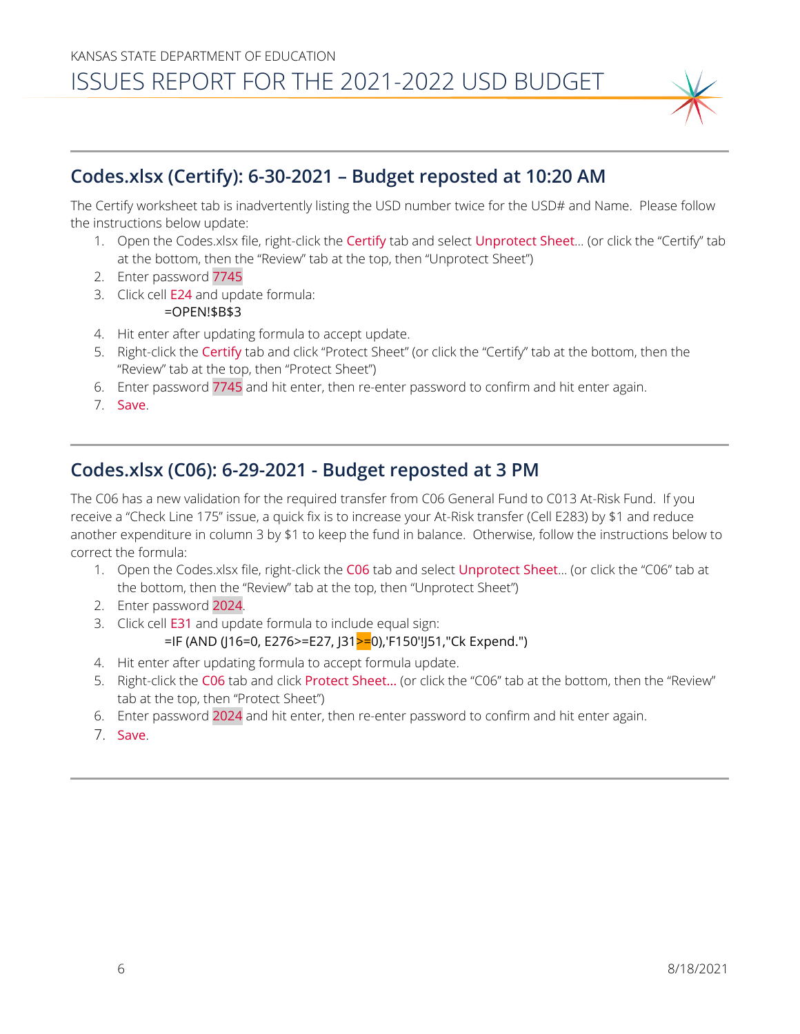## Codes.xlsx (Certify): 6-30-2021 – Budget reposted at 10:20 AM

The Certify worksheet tab is inadvertently listing the USD number twice for the USD# and Name. Please follow the instructions below update:

1. Open the Codes.xlsx file, right-click the Certify tab and select Unprotect Sheet… (or click the "Certify" tab at the bottom, then the "Review" tab at the top, then "Unprotect Sheet")
2. Enter password 7745
3. Click cell E24 and update formula:
   =OPEN!$B$3
4. Hit enter after updating formula to accept update.
5. Right-click the Certify tab and click "Protect Sheet" (or click the "Certify" tab at the bottom, then the "Review" tab at the top, then "Protect Sheet")
6. Enter password 7745 and hit enter, then re-enter password to confirm and hit enter again.
7. Save.

## Codes.xlsx (C06): 6-29-2021 - Budget reposted at 3 PM

The C06 has a new validation for the required transfer from C06 General Fund to C013 At-Risk Fund. If you receive a "Check Line 175" issue, a quick fix is to increase your At-Risk transfer (Cell E283) by $1 and reduce another expenditure in column 3 by $1 to keep the fund in balance. Otherwise, follow the instructions below to correct the formula:

1. Open the Codes.xlsx file, right-click the C06 tab and select Unprotect Sheet… (or click the "C06" tab at the bottom, then the "Review" tab at the top, then "Unprotect Sheet")
2. Enter password 2024.
3. Click cell E31 and update formula to include equal sign:
   =IF (AND (J16=0, E276>=E27, J31>=0),'F150'!J51,"Ck Expend.")
4. Hit enter after updating formula to accept formula update.
5. Right-click the C06 tab and click Protect Sheet… (or click the "C06" tab at the bottom, then the "Review" tab at the top, then "Protect Sheet")
6. Enter password 2024 and hit enter, then re-enter password to confirm and hit enter again.
7. Save.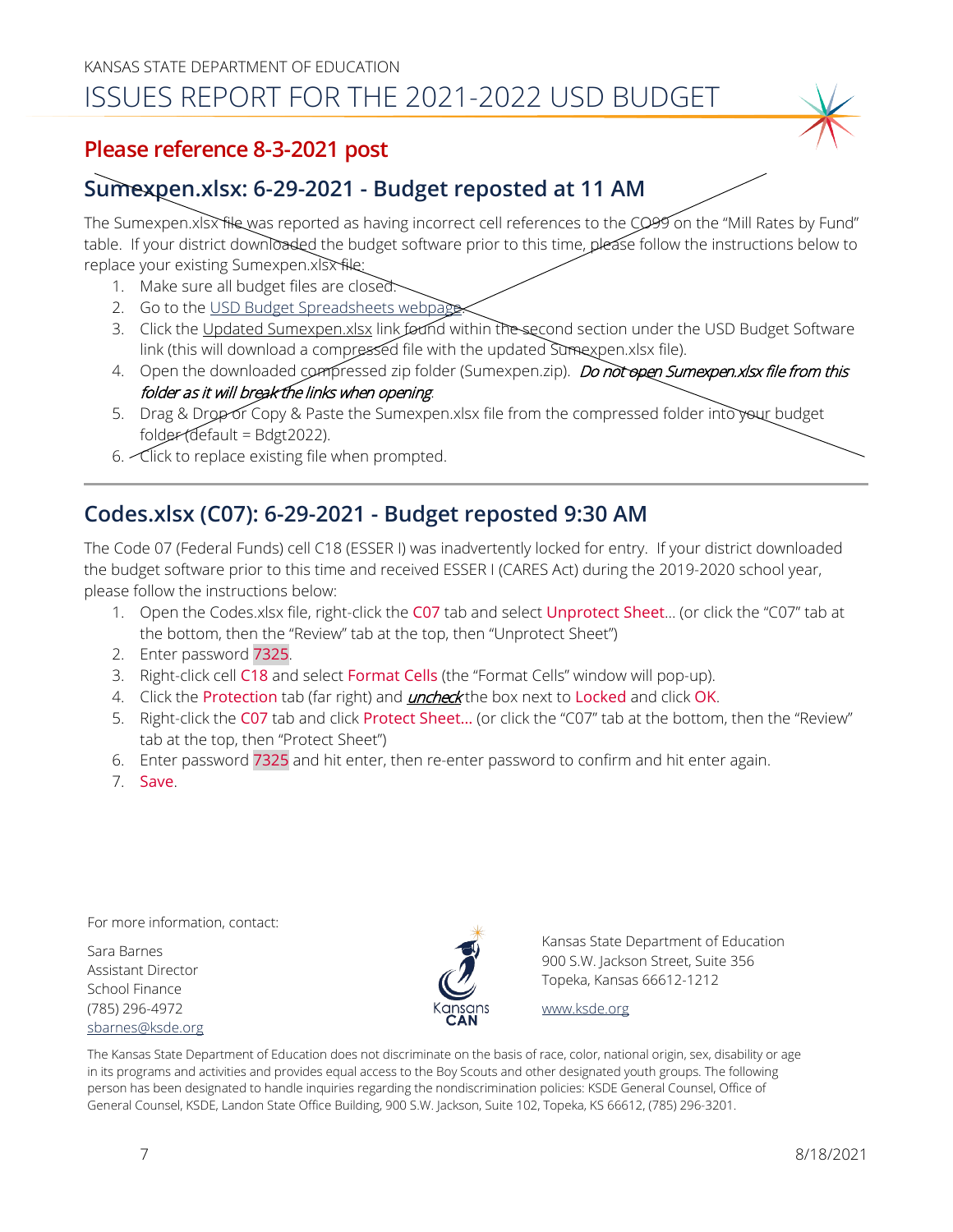KANSAS STATE DEPARTMENT OF EDUCATION

# ISSUES REPORT FOR THE 2021-2022 USD BUDGET

## Please reference 8-3-2021 post

## Sumexpen.xlsx: 6-29-2021 - Budget reposted at 11 AM

The Sumexpen.xlsx file was reported as having incorrect cell references to the C099 on the "Mill Rates by Fund" table. If your district downloaded the budget software prior to this time, please follow the instructions below to replace your existing Sumexpen.xlsx file:

1. Make sure all budget files are closed.
2. Go to the USD Budget Spreadsheets webpage.
3. Click the Updated Sumexpen.xlsx link found within the second section under the USD Budget Software link (this will download a compressed file with the updated Sumexpen.xlsx file).
4. Open the downloaded compressed zip folder (Sumexpen.zip). *Do not open Sumexpen.xlsx file from this folder as it will break the links when opening.*
5. Drag & Drop or Copy & Paste the Sumexpen.xlsx file from the compressed folder into your budget folder (default = Bdgt2022).
6. Click to replace existing file when prompted.

---

## Codes.xlsx (C07): 6-29-2021 - Budget reposted 9:30 AM

The Code 07 (Federal Funds) cell C18 (ESSER I) was inadvertently locked for entry. If your district downloaded the budget software prior to this time and received ESSER I (CARES Act) during the 2019-2020 school year, please follow the instructions below:

1. Open the Codes.xlsx file, right-click the C07 tab and select Unprotect Sheet... (or click the "C07" tab at the bottom, then the "Review" tab at the top, then "Unprotect Sheet")
2. Enter password 7325.
3. Right-click cell C18 and select Format Cells (the "Format Cells" window will pop-up).
4. Click the Protection tab (far right) and ***uncheck*** the box next to Locked and click OK.
5. Right-click the C07 tab and click Protect Sheet... (or click the "C07" tab at the bottom, then the "Review" tab at the top, then "Protect Sheet")
6. Enter password 7325 and hit enter, then re-enter password to confirm and hit enter again.
7. Save.

For more information, contact:

Sara Barnes
Assistant Director
School Finance
(785) 296-4972
sbarnes@ksde.org

Kansans CAN

Kansas State Department of Education
900 S.W. Jackson Street, Suite 356
Topeka, Kansas 66612-1212

www.ksde.org

The Kansas State Department of Education does not discriminate on the basis of race, color, national origin, sex, disability or age in its programs and activities and provides equal access to the Boy Scouts and other designated youth groups. The following person has been designated to handle inquiries regarding the nondiscrimination policies: KSDE General Counsel, Office of General Counsel, KSDE, Landon State Office Building, 900 S.W. Jackson, Suite 102, Topeka, KS 66612, (785) 296-3201.

8/18/2021